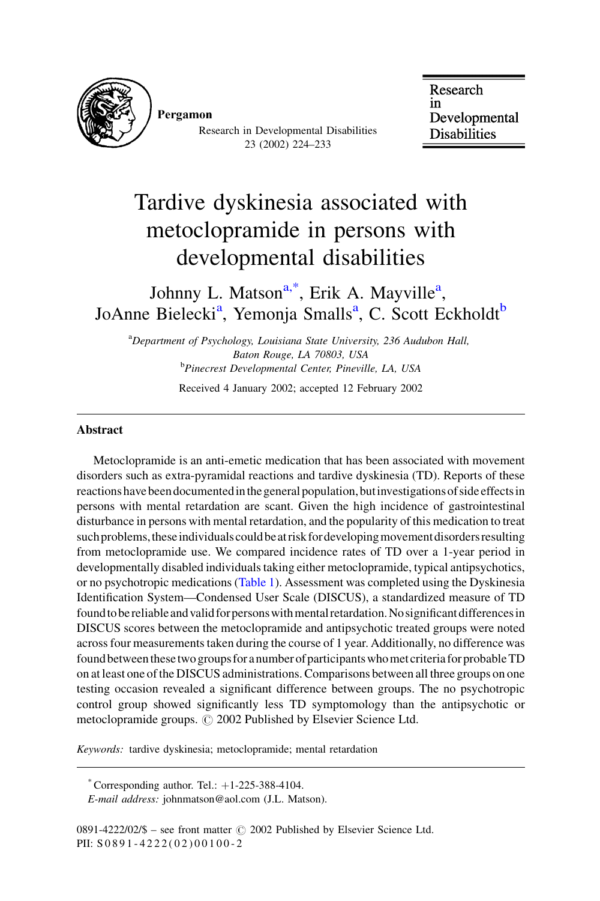# Tardive dyskinesia associated with metoclopramide in persons with developmental disabilities

Johnny L. Matson[a,*], Erik A. Mayville[a], JoAnne Bielecki[a], Yemonja Smalls[a], C. Scott Eckholdt[b]

[a]*Department of Psychology, Louisiana State University, 236 Audubon Hall, Baton Rouge, LA 70803, USA*

[b]*Pinecrest Developmental Center, Pineville, LA, USA*

Received 4 January 2002; accepted 12 February 2002

## Abstract

Metoclopramide is an anti-emetic medication that has been associated with movement disorders such as extra-pyramidal reactions and tardive dyskinesia (TD). Reports of these reactions have been documented in the general population, but investigations of side effects in persons with mental retardation are scant. Given the high incidence of gastrointestinal disturbance in persons with mental retardation, and the popularity of this medication to treat such problems, these individuals could be at risk for developing movement disorders resulting from metoclopramide use. We compared incidence rates of TD over a 1-year period in developmentally disabled individuals taking either metoclopramide, typical antipsychotics, or no psychotropic medications (Table 1). Assessment was completed using the Dyskinesia Identification System—Condensed User Scale (DISCUS), a standardized measure of TD found to be reliable and valid for persons with mental retardation. No significant differences in DISCUS scores between the metoclopramide and antipsychotic treated groups were noted across four measurements taken during the course of 1 year. Additionally, no difference was found between these two groups for a number of participants who met criteria for probable TD on at least one of the DISCUS administrations. Comparisons between all three groups on one testing occasion revealed a significant difference between groups. The no psychotropic control group showed significantly less TD symptomology than the antipsychotic or metoclopramide groups. © 2002 Published by Elsevier Science Ltd.

*Keywords:* tardive dyskinesia; metoclopramide; mental retardation

---

[*] Corresponding author. Tel.: +1-225-388-4104.
*E-mail address:* johnmatson@aol.com (J.L. Matson).

0891-4222/02/$ – see front matter © 2002 Published by Elsevier Science Ltd.
PII: S0891-4222(02)00100-2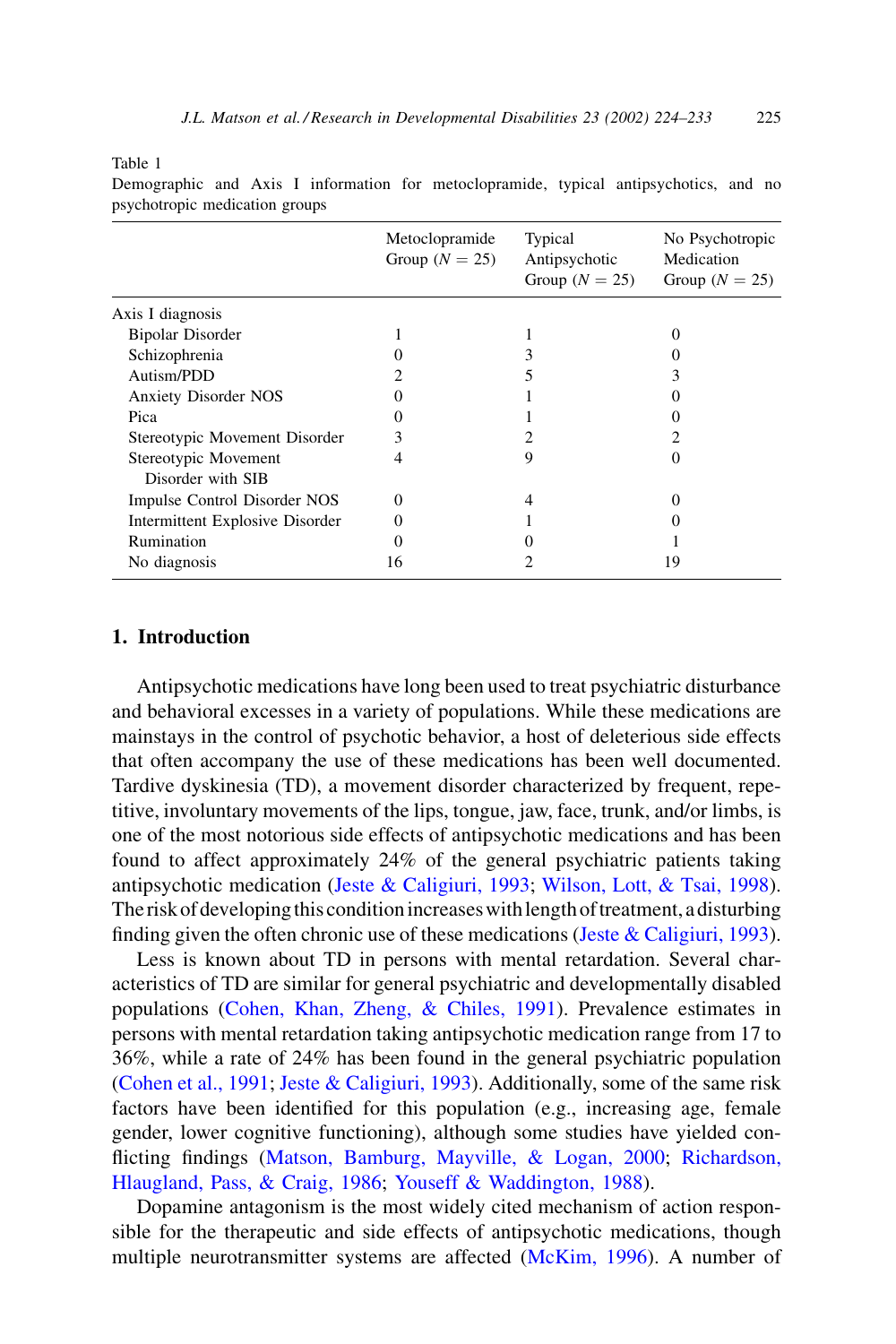Table 1
Demographic and Axis I information for metoclopramide, typical antipsychotics, and no psychotropic medication groups

| | Metoclopramide Group ($N = 25$) | Typical Antipsychotic Group ($N = 25$) | No Psychotropic Medication Group ($N = 25$) |
|---|---|---|---|
| Axis I diagnosis | | | |
| Bipolar Disorder | 1 | 1 | 0 |
| Schizophrenia | 0 | 3 | 0 |
| Autism/PDD | 2 | 5 | 3 |
| Anxiety Disorder NOS | 0 | 1 | 0 |
| Pica | 0 | 1 | 0 |
| Stereotypic Movement Disorder | 3 | 2 | 2 |
| Stereotypic Movement Disorder with SIB | 4 | 9 | 0 |
| Impulse Control Disorder NOS | 0 | 4 | 0 |
| Intermittent Explosive Disorder | 0 | 1 | 0 |
| Rumination | 0 | 0 | 1 |
| No diagnosis | 16 | 2 | 19 |

## 1. Introduction

Antipsychotic medications have long been used to treat psychiatric disturbance and behavioral excesses in a variety of populations. While these medications are mainstays in the control of psychotic behavior, a host of deleterious side effects that often accompany the use of these medications has been well documented. Tardive dyskinesia (TD), a movement disorder characterized by frequent, repetitive, involuntary movements of the lips, tongue, jaw, face, trunk, and/or limbs, is one of the most notorious side effects of antipsychotic medications and has been found to affect approximately 24% of the general psychiatric patients taking antipsychotic medication (Jeste & Caligiuri, 1993; Wilson, Lott, & Tsai, 1998). The risk of developing this condition increases with length of treatment, a disturbing finding given the often chronic use of these medications (Jeste & Caligiuri, 1993).

Less is known about TD in persons with mental retardation. Several characteristics of TD are similar for general psychiatric and developmentally disabled populations (Cohen, Khan, Zheng, & Chiles, 1991). Prevalence estimates in persons with mental retardation taking antipsychotic medication range from 17 to 36%, while a rate of 24% has been found in the general psychiatric population (Cohen et al., 1991; Jeste & Caligiuri, 1993). Additionally, some of the same risk factors have been identified for this population (e.g., increasing age, female gender, lower cognitive functioning), although some studies have yielded conflicting findings (Matson, Bamburg, Mayville, & Logan, 2000; Richardson, Hlaugland, Pass, & Craig, 1986; Youseff & Waddington, 1988).

Dopamine antagonism is the most widely cited mechanism of action responsible for the therapeutic and side effects of antipsychotic medications, though multiple neurotransmitter systems are affected (McKim, 1996). A number of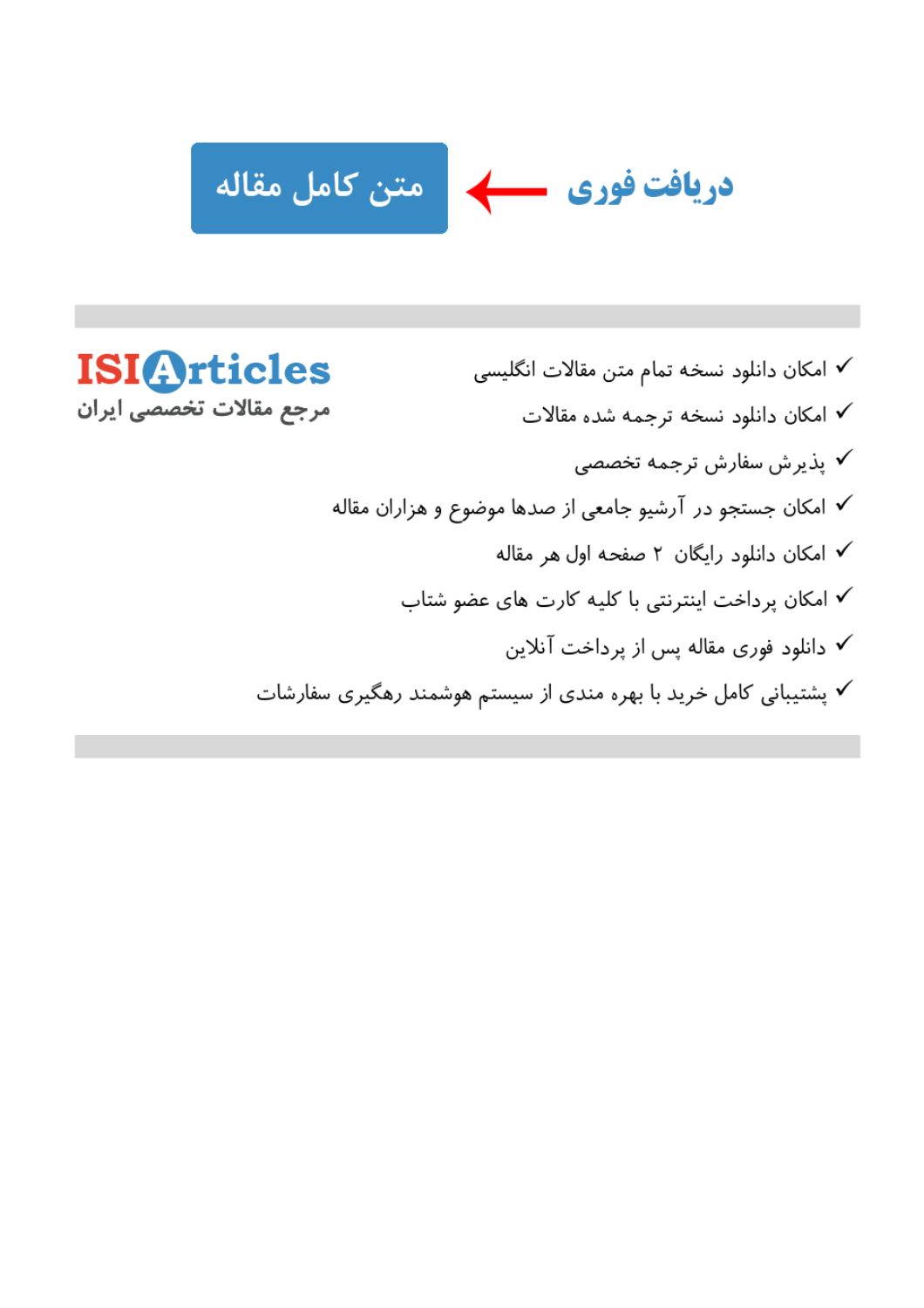دریافت فوری ← متن کامل مقاله

ISIArticles
مرجع مقالات تخصصی ایران

- ✓ امکان دانلود نسخه تمام متن مقالات انگلیسی
- ✓ امکان دانلود نسخه ترجمه شده مقالات
- ✓ پذیرش سفارش ترجمه تخصصی
- ✓ امکان جستجو در آرشیو جامعی از صدها موضوع و هزاران مقاله
- ✓ امکان دانلود رایگان ۲ صفحه اول هر مقاله
- ✓ امکان پرداخت اینترنتی با کلیه کارت های عضو شتاب
- ✓ دانلود فوری مقاله پس از پرداخت آنلاین
- ✓ پشتیبانی کامل خرید با بهره مندی از سیستم هوشمند رهگیری سفارشات